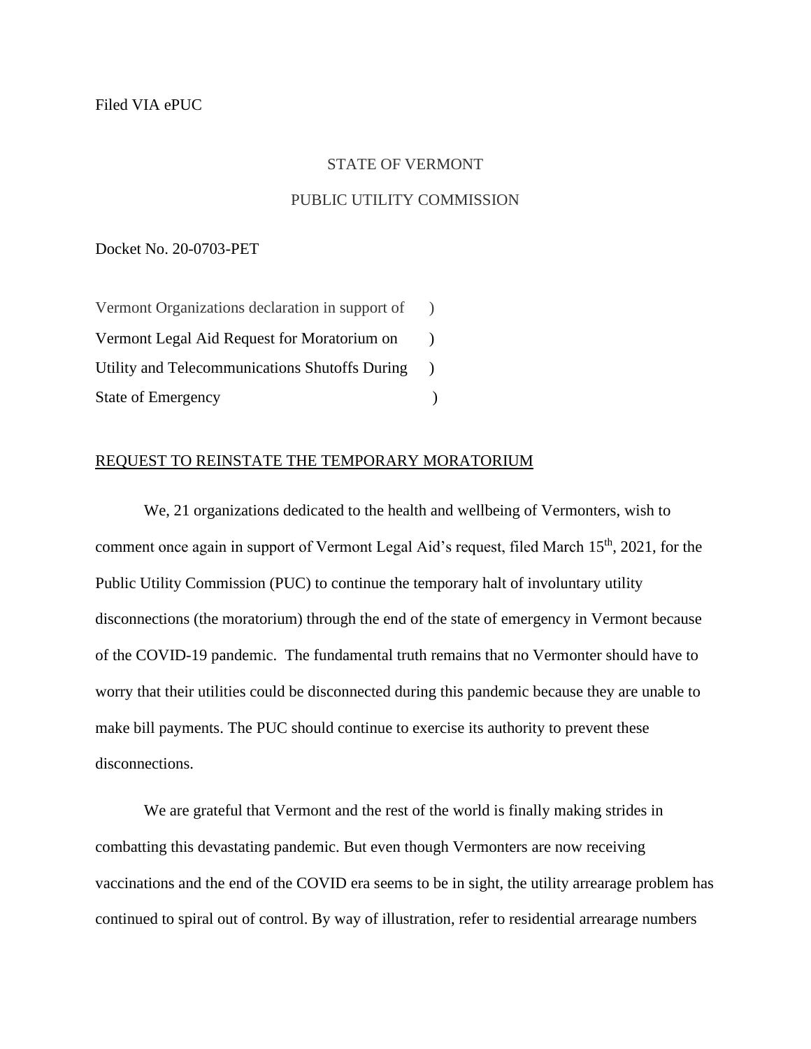Filed VIA ePUC

STATE OF VERMONT

PUBLIC UTILITY COMMISSION

Docket No. 20-0703-PET

Vermont Organizations declaration in support of )
Vermont Legal Aid Request for Moratorium on )
Utility and Telecommunications Shutoffs During )
State of Emergency )

<u>REQUEST TO REINSTATE THE TEMPORARY MORATORIUM</u>

We, 21 organizations dedicated to the health and wellbeing of Vermonters, wish to comment once again in support of Vermont Legal Aid's request, filed March 15th, 2021, for the Public Utility Commission (PUC) to continue the temporary halt of involuntary utility disconnections (the moratorium) through the end of the state of emergency in Vermont because of the COVID-19 pandemic. The fundamental truth remains that no Vermonter should have to worry that their utilities could be disconnected during this pandemic because they are unable to make bill payments. The PUC should continue to exercise its authority to prevent these disconnections.

We are grateful that Vermont and the rest of the world is finally making strides in combatting this devastating pandemic. But even though Vermonters are now receiving vaccinations and the end of the COVID era seems to be in sight, the utility arrearage problem has continued to spiral out of control. By way of illustration, refer to residential arrearage numbers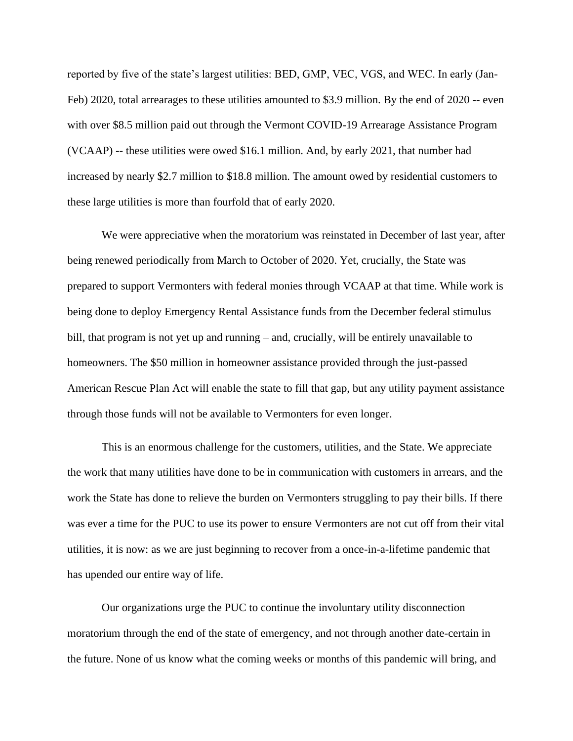reported by five of the state's largest utilities: BED, GMP, VEC, VGS, and WEC. In early (Jan-Feb) 2020, total arrearages to these utilities amounted to $3.9 million. By the end of 2020 -- even with over $8.5 million paid out through the Vermont COVID-19 Arrearage Assistance Program (VCAAP) -- these utilities were owed $16.1 million. And, by early 2021, that number had increased by nearly $2.7 million to $18.8 million. The amount owed by residential customers to these large utilities is more than fourfold that of early 2020.

We were appreciative when the moratorium was reinstated in December of last year, after being renewed periodically from March to October of 2020. Yet, crucially, the State was prepared to support Vermonters with federal monies through VCAAP at that time. While work is being done to deploy Emergency Rental Assistance funds from the December federal stimulus bill, that program is not yet up and running – and, crucially, will be entirely unavailable to homeowners. The $50 million in homeowner assistance provided through the just-passed American Rescue Plan Act will enable the state to fill that gap, but any utility payment assistance through those funds will not be available to Vermonters for even longer.

This is an enormous challenge for the customers, utilities, and the State. We appreciate the work that many utilities have done to be in communication with customers in arrears, and the work the State has done to relieve the burden on Vermonters struggling to pay their bills. If there was ever a time for the PUC to use its power to ensure Vermonters are not cut off from their vital utilities, it is now: as we are just beginning to recover from a once-in-a-lifetime pandemic that has upended our entire way of life.

Our organizations urge the PUC to continue the involuntary utility disconnection moratorium through the end of the state of emergency, and not through another date-certain in the future. None of us know what the coming weeks or months of this pandemic will bring, and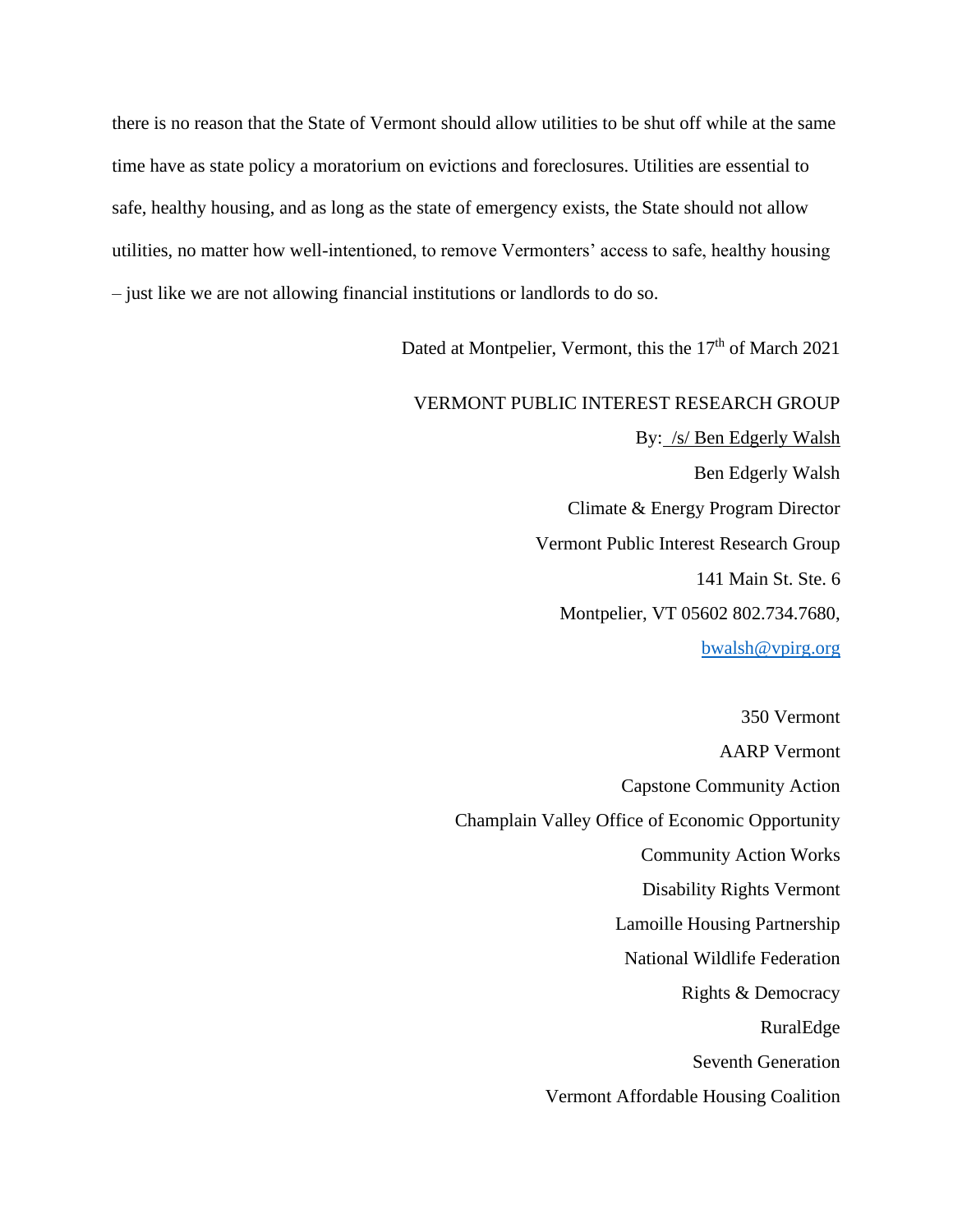there is no reason that the State of Vermont should allow utilities to be shut off while at the same time have as state policy a moratorium on evictions and foreclosures. Utilities are essential to safe, healthy housing, and as long as the state of emergency exists, the State should not allow utilities, no matter how well-intentioned, to remove Vermonters' access to safe, healthy housing – just like we are not allowing financial institutions or landlords to do so.

Dated at Montpelier, Vermont, this the 17th of March 2021

VERMONT PUBLIC INTEREST RESEARCH GROUP

By: /s/ Ben Edgerly Walsh

Ben Edgerly Walsh

Climate & Energy Program Director

Vermont Public Interest Research Group

141 Main St. Ste. 6

Montpelier, VT 05602 802.734.7680,

bwalsh@vpirg.org

350 Vermont

AARP Vermont

Capstone Community Action

Champlain Valley Office of Economic Opportunity

Community Action Works

Disability Rights Vermont

Lamoille Housing Partnership

National Wildlife Federation

Rights & Democracy

RuralEdge

Seventh Generation

Vermont Affordable Housing Coalition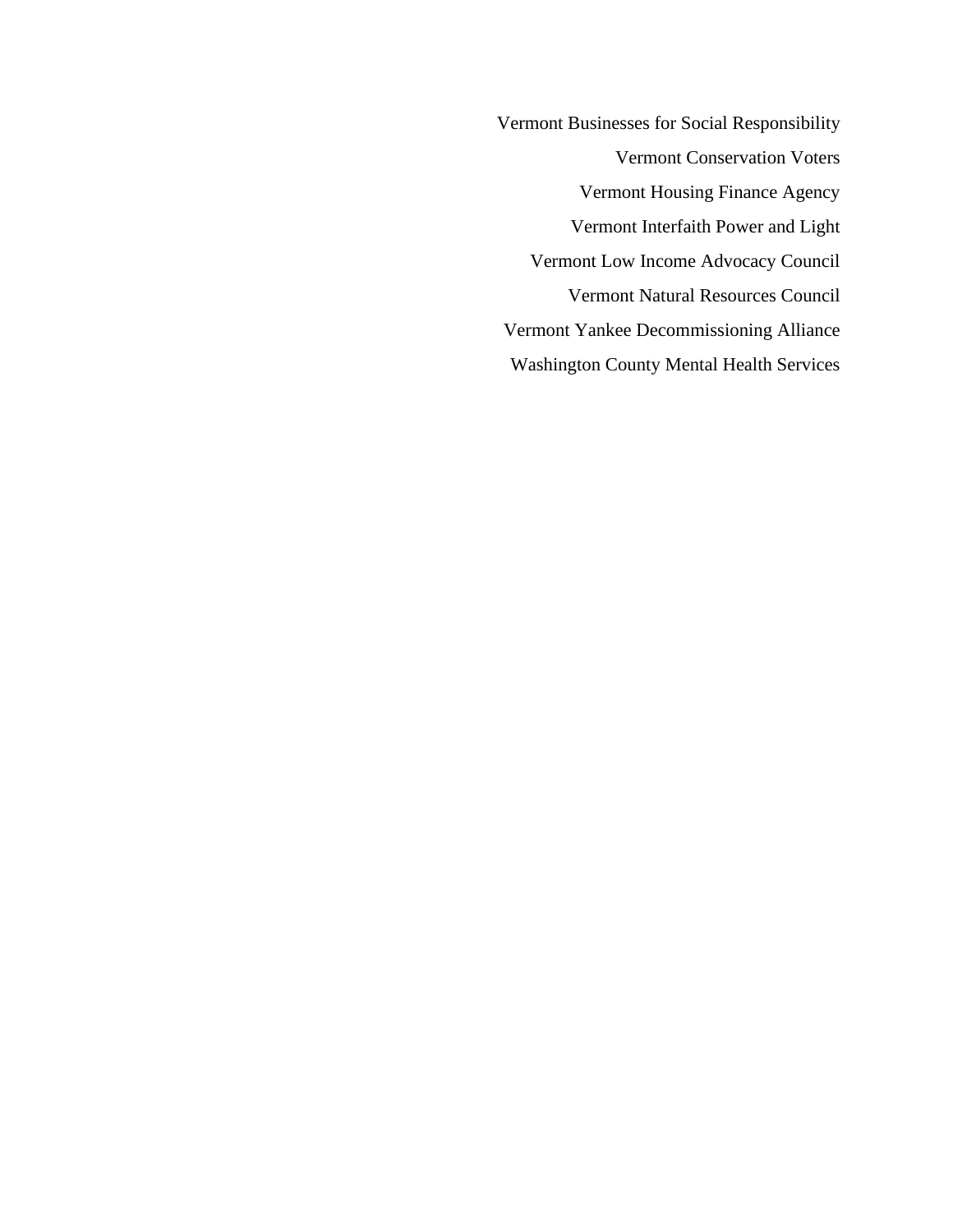Vermont Businesses for Social Responsibility

Vermont Conservation Voters

Vermont Housing Finance Agency

Vermont Interfaith Power and Light

Vermont Low Income Advocacy Council

Vermont Natural Resources Council

Vermont Yankee Decommissioning Alliance

Washington County Mental Health Services